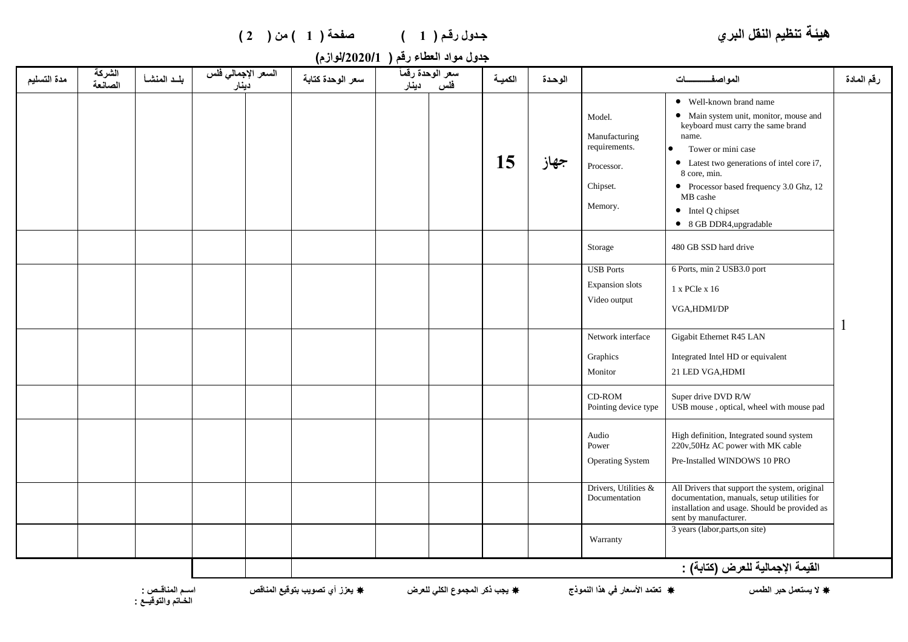**هيئة تنظيم النقل البري** جـدول رقـم ( 1 ) صفحة ( 1 ) من ( 2 )

**جدول مواد العطاء رقم ( 2020/1/لوازم)**

| رقم المادة | المواصفـــــــات | | الوحدة | الكميـة | سعر الوحدة رقماً فلس | دينار | سعر الوحدة كتابة | السعر الإجمالي فلس | دينار | بلـد المنشـأ | الشركة الصانعة | مدة التسليم |
|---|---|---|---|---|---|---|---|---|---|---|---|---|
| 1 | Model.<br>Manufacturing requirements.<br>Processor.<br>Chipset.<br>Memory. | • Well-known brand name<br>• Main system unit, monitor, mouse and keyboard must carry the same brand name.<br>• Tower or mini case<br>• Latest two generations of intel core i7, 8 core, min.<br>• Processor based frequency 3.0 Ghz, 12 MB cashe<br>• Intel Q chipset<br>• 8 GB DDR4,upgradable | جهاز | 15 | | | | | | | | |
| | Storage | 480 GB SSD hard drive | | | | | | | | | | |
| | USB Ports<br>Expansion slots<br>Video output | 6 Ports, min 2 USB3.0 port<br>1 x PCIe x 16<br>VGA,HDMI/DP | | | | | | | | | | |
| | Network interface<br>Graphics<br>Monitor | Gigabit Ethernet R45 LAN<br>Integrated Intel HD or equivalent<br>21 LED VGA,HDMI | | | | | | | | | | |
| | CD-ROM<br>Pointing device type | Super drive DVD R/W<br>USB mouse , optical, wheel with mouse pad | | | | | | | | | | |
| | Audio<br>Power<br>Operating System | High definition, Integrated sound system<br>220v,50Hz AC power with MK cable<br>Pre-Installed WINDOWS 10 PRO | | | | | | | | | | |
| | Drivers, Utilities & Documentation | All Drivers that support the system, original documentation, manuals, setup utilities for installation and usage. Should be provided as sent by manufacturer. | | | | | | | | | | |
| | Warranty | 3 years (labor,parts,on site) | | | | | | | | | | |
| | **القيمة الإجمالية للعرض (كتابة) :** | | | | | | | | | | | |

* لا يستعمل حبر الطمس &nbsp;&nbsp; * تعتمد الأسعار في هذا النموذج &nbsp;&nbsp; * يجب ذكر المجموع الكلي للعرض &nbsp;&nbsp; * يعزز أي تصويب بتوقيع المناقص &nbsp;&nbsp; اسـم المناقـص :

الخـاتم والتوقيــع :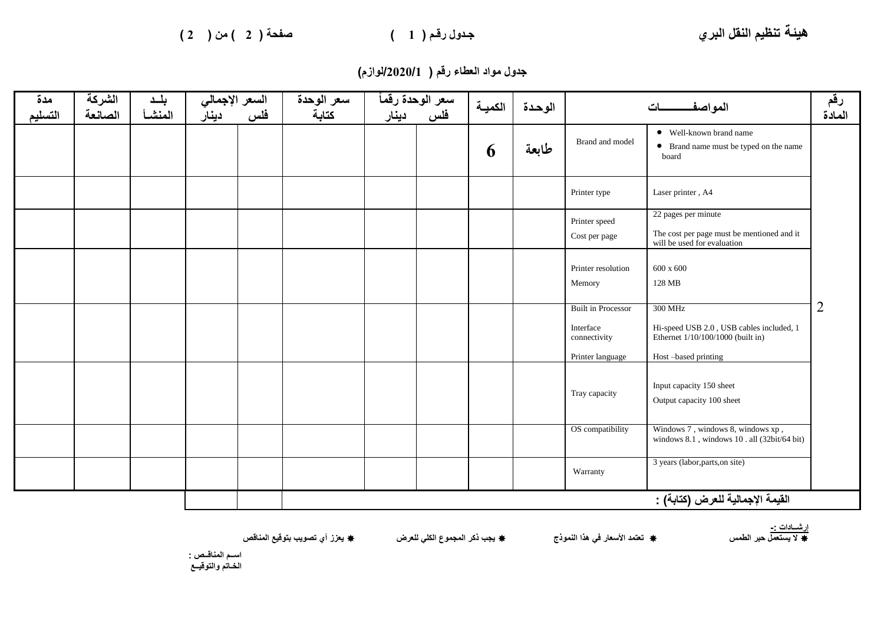هيئة تنظيم النقل البري

جـدول رقـم ( 1 )

## جدول مواد العطاء رقم ( 2020/1/لوازم)

| رقم المادة | المواصفـــــــــات | | الوحـدة | الكميـة | سعر الوحدة رقماً فلس | سعر الوحدة رقماً دينـار | سعر الوحدة كتابة | السعر الإجمالي فلس | السعر الإجمالي دينار | بلـد المنشـأ | الشركة الصانعة | مدة التسليم |
|---|---|---|---|---|---|---|---|---|---|---|---|---|
| 2 | • Well-known brand name<br>• Brand name must be typed on the name board | Brand and model | طابعة | 6 | | | | | | | | |
| | Laser printer , A4 | Printer type | | | | | | | | | | |
| | 22 pages per minute<br>The cost per page must be mentioned and it will be used for evaluation | Printer speed<br>Cost per page | | | | | | | | | | |
| | 600 x 600<br>128 MB | Printer resolution<br>Memory | | | | | | | | | | |
| | 300 MHz<br>Hi-speed USB 2.0 , USB cables included, 1 Ethernet 1/10/100/1000 (built in)<br>Host –based printing | Built in Processor<br>Interface connectivity<br>Printer language | | | | | | | | | | |
| | Input capacity 150 sheet<br>Output capacity 100 sheet | Tray capacity | | | | | | | | | | |
| | Windows 7 , windows 8, windows xp , windows 8.1 , windows 10 . all (32bit/64 bit) | OS compatibility | | | | | | | | | | |
| | 3 years (labor,parts,on site) | Warranty | | | | | | | | | | |
| | القيمة الإجمالية للعرض (كتابة) : | | | | | | | | | | | |

**إرشـادات :-**

- ✹ لا يستعمل حبر الطمس
- ✹ تعتمد الأسعار في هذا النموذج
- ✹ يجب ذكر المجموع الكلي للعرض
- ✹ يعزز أي تصويب بتوقيع المناقص

اسـم المناقـص :

الخـاتم والتوقيـع